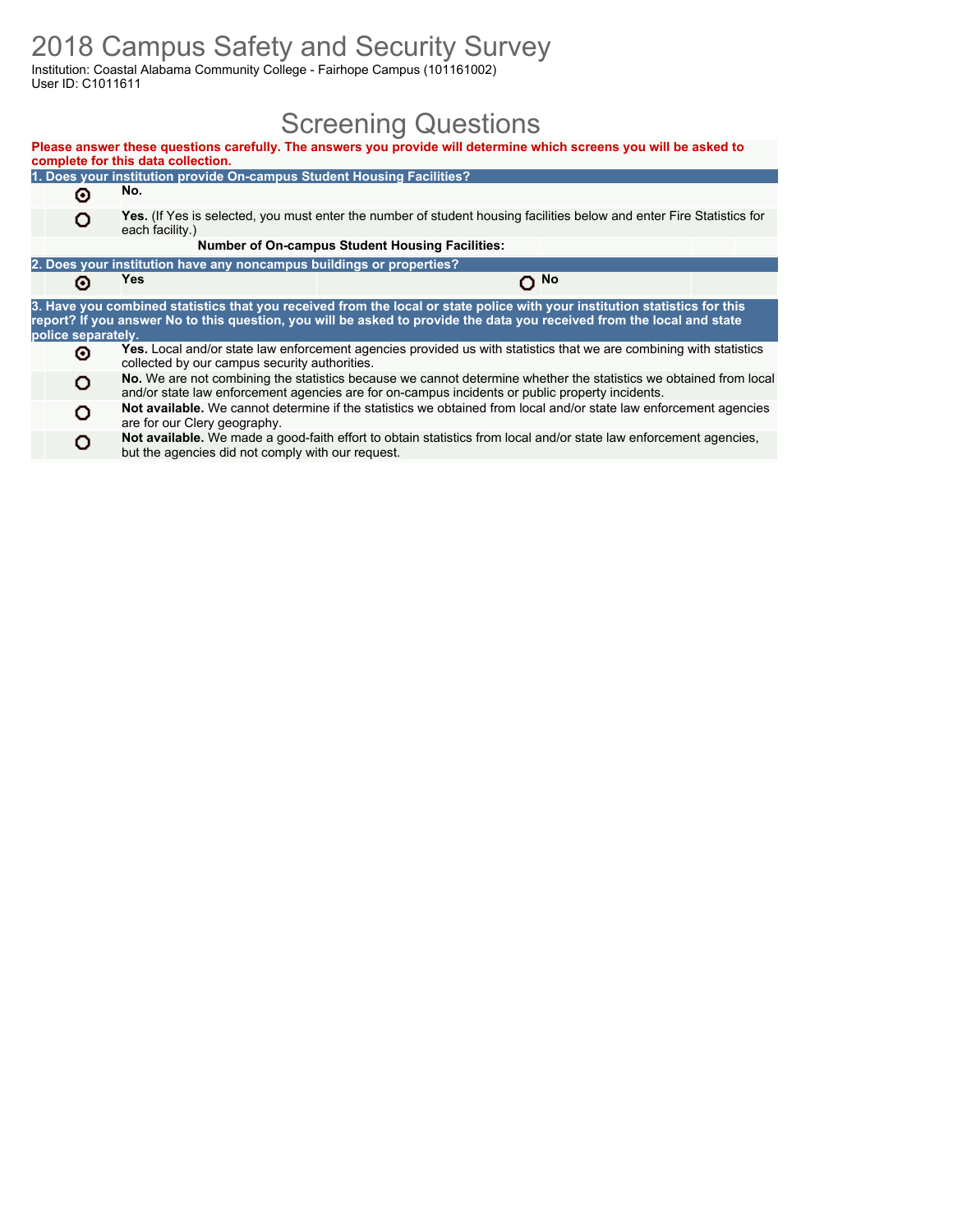# 2018 Campus Safety and Security Survey

Institution: Coastal Alabama Community College - Fairhope Campus (101161002)
User ID: C1011611

## Screening Questions

**Please answer these questions carefully. The answers you provide will determine which screens you will be asked to complete for this data collection.**

**1. Does your institution provide On-campus Student Housing Facilities?**

- (●) **No.**
- ( ) **Yes.** (If Yes is selected, you must enter the number of student housing facilities below and enter Fire Statistics for each facility.)

**Number of On-campus Student Housing Facilities:**

**2. Does your institution have any noncampus buildings or properties?**

- (●) **Yes**
- ( ) **No**

**3. Have you combined statistics that you received from the local or state police with your institution statistics for this report? If you answer No to this question, you will be asked to provide the data you received from the local and state police separately.**

- (●) **Yes.** Local and/or state law enforcement agencies provided us with statistics that we are combining with statistics collected by our campus security authorities.
- ( ) **No.** We are not combining the statistics because we cannot determine whether the statistics we obtained from local and/or state law enforcement agencies are for on-campus incidents or public property incidents.
- ( ) **Not available.** We cannot determine if the statistics we obtained from local and/or state law enforcement agencies are for our Clery geography.
- ( ) **Not available.** We made a good-faith effort to obtain statistics from local and/or state law enforcement agencies, but the agencies did not comply with our request.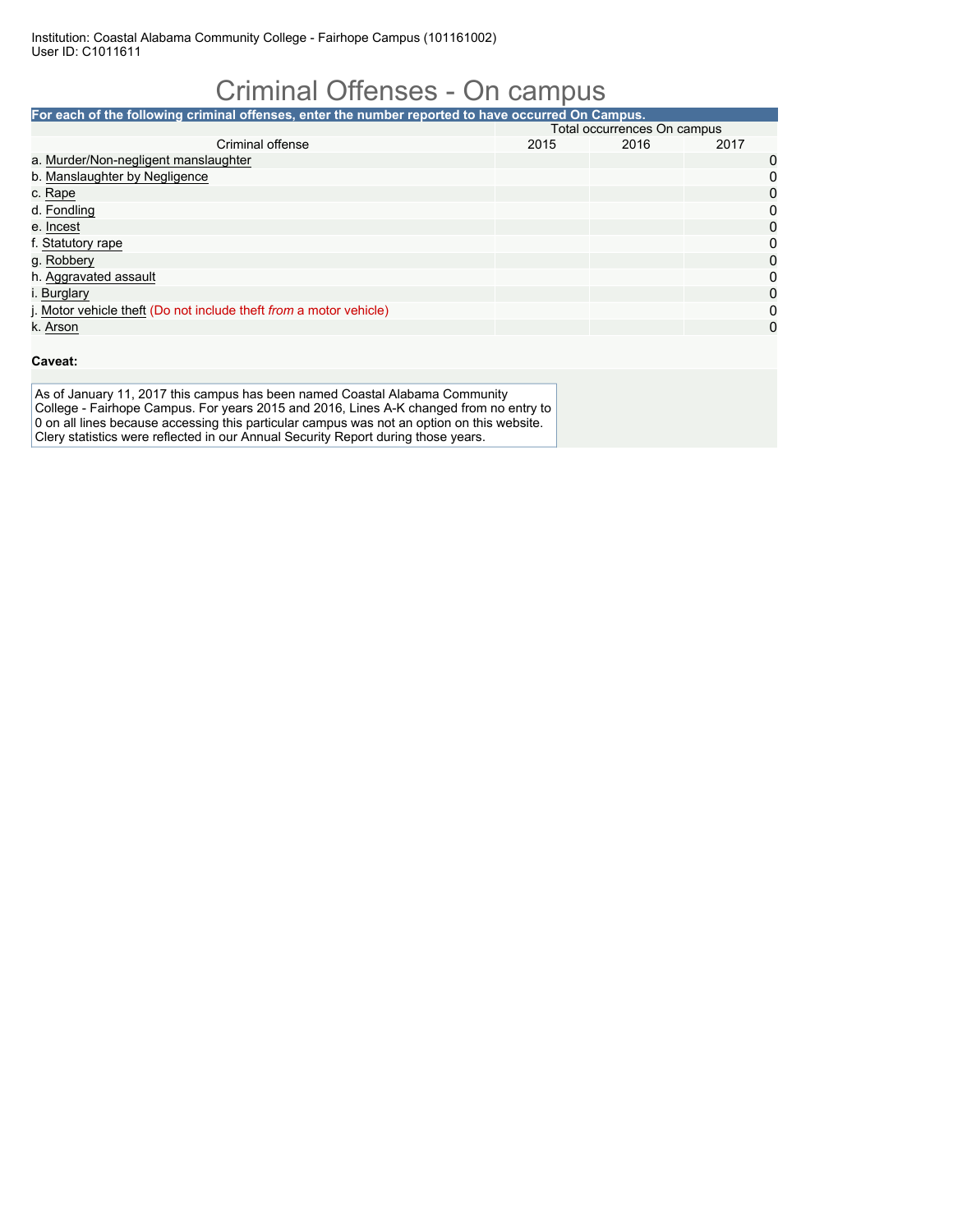Institution: Coastal Alabama Community College - Fairhope Campus (101161002)
User ID: C1011611

# Criminal Offenses - On campus

**For each of the following criminal offenses, enter the number reported to have occurred On Campus.**

| Criminal offense | Total occurrences On campus | | |
|---|---|---|---|
| | 2015 | 2016 | 2017 |
| a. Murder/Non-negligent manslaughter | | | 0 |
| b. Manslaughter by Negligence | | | 0 |
| c. Rape | | | 0 |
| d. Fondling | | | 0 |
| e. Incest | | | 0 |
| f. Statutory rape | | | 0 |
| g. Robbery | | | 0 |
| h. Aggravated assault | | | 0 |
| i. Burglary | | | 0 |
| j. Motor vehicle theft (Do not include theft *from* a motor vehicle) | | | 0 |
| k. Arson | | | 0 |

**Caveat:**

As of January 11, 2017 this campus has been named Coastal Alabama Community College - Fairhope Campus. For years 2015 and 2016, Lines A-K changed from no entry to 0 on all lines because accessing this particular campus was not an option on this website. Clery statistics were reflected in our Annual Security Report during those years.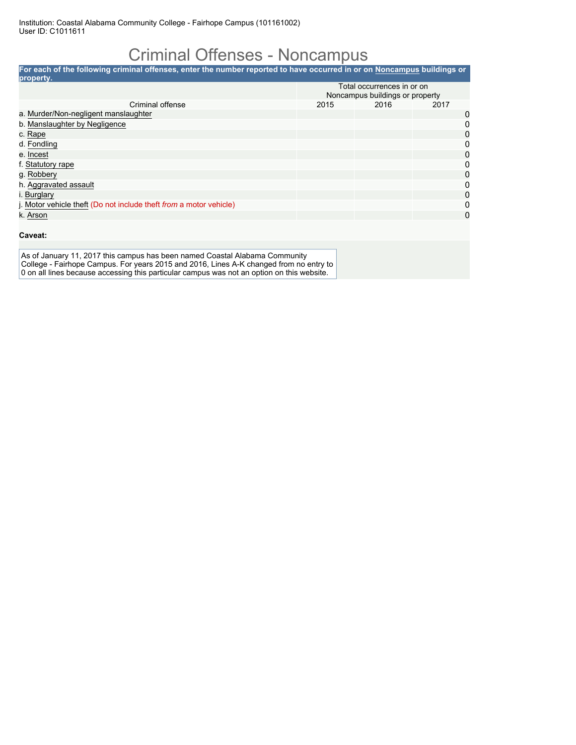Institution: Coastal Alabama Community College - Fairhope Campus (101161002)
User ID: C1011611

# Criminal Offenses - Noncampus

**For each of the following criminal offenses, enter the number reported to have occurred in or on Noncampus buildings or property.**

| | Total occurrences in or on Noncampus buildings or property | | |
|---|---|---|---|
| Criminal offense | 2015 | 2016 | 2017 |
| a. Murder/Non-negligent manslaughter | | | 0 |
| b. Manslaughter by Negligence | | | 0 |
| c. Rape | | | 0 |
| d. Fondling | | | 0 |
| e. Incest | | | 0 |
| f. Statutory rape | | | 0 |
| g. Robbery | | | 0 |
| h. Aggravated assault | | | 0 |
| i. Burglary | | | 0 |
| j. Motor vehicle theft (Do not include theft *from* a motor vehicle) | | | 0 |
| k. Arson | | | 0 |

**Caveat:**

As of January 11, 2017 this campus has been named Coastal Alabama Community College - Fairhope Campus. For years 2015 and 2016, Lines A-K changed from no entry to 0 on all lines because accessing this particular campus was not an option on this website.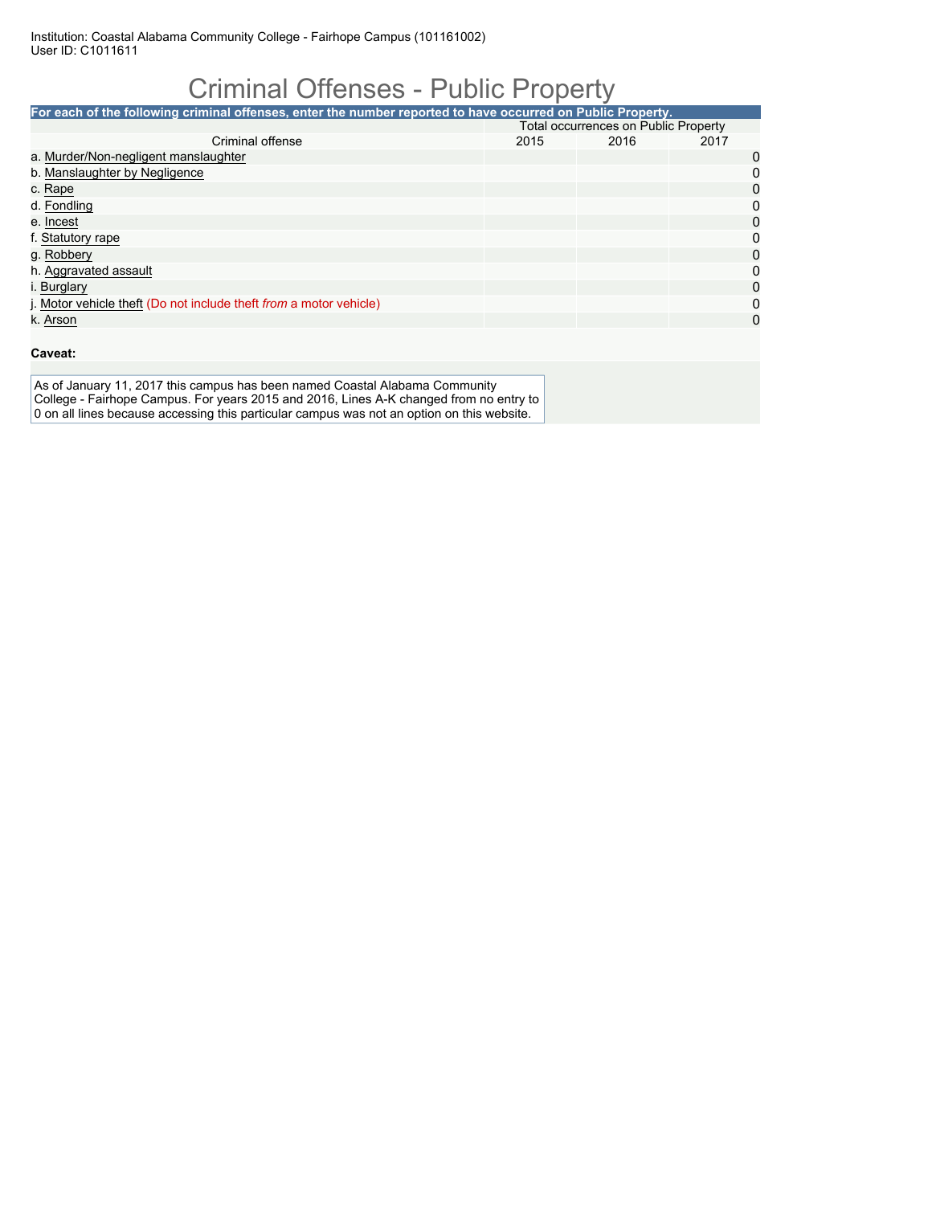Institution: Coastal Alabama Community College - Fairhope Campus (101161002)
User ID: C1011611

# Criminal Offenses - Public Property

**For each of the following criminal offenses, enter the number reported to have occurred on Public Property.**

| Criminal offense | Total occurrences on Public Property | | |
|---|---|---|---|
| | 2015 | 2016 | 2017 |
| a. Murder/Non-negligent manslaughter | | | 0 |
| b. Manslaughter by Negligence | | | 0 |
| c. Rape | | | 0 |
| d. Fondling | | | 0 |
| e. Incest | | | 0 |
| f. Statutory rape | | | 0 |
| g. Robbery | | | 0 |
| h. Aggravated assault | | | 0 |
| i. Burglary | | | 0 |
| j. Motor vehicle theft (Do not include theft *from* a motor vehicle) | | | 0 |
| k. Arson | | | 0 |

**Caveat:**

As of January 11, 2017 this campus has been named Coastal Alabama Community College - Fairhope Campus. For years 2015 and 2016, Lines A-K changed from no entry to 0 on all lines because accessing this particular campus was not an option on this website.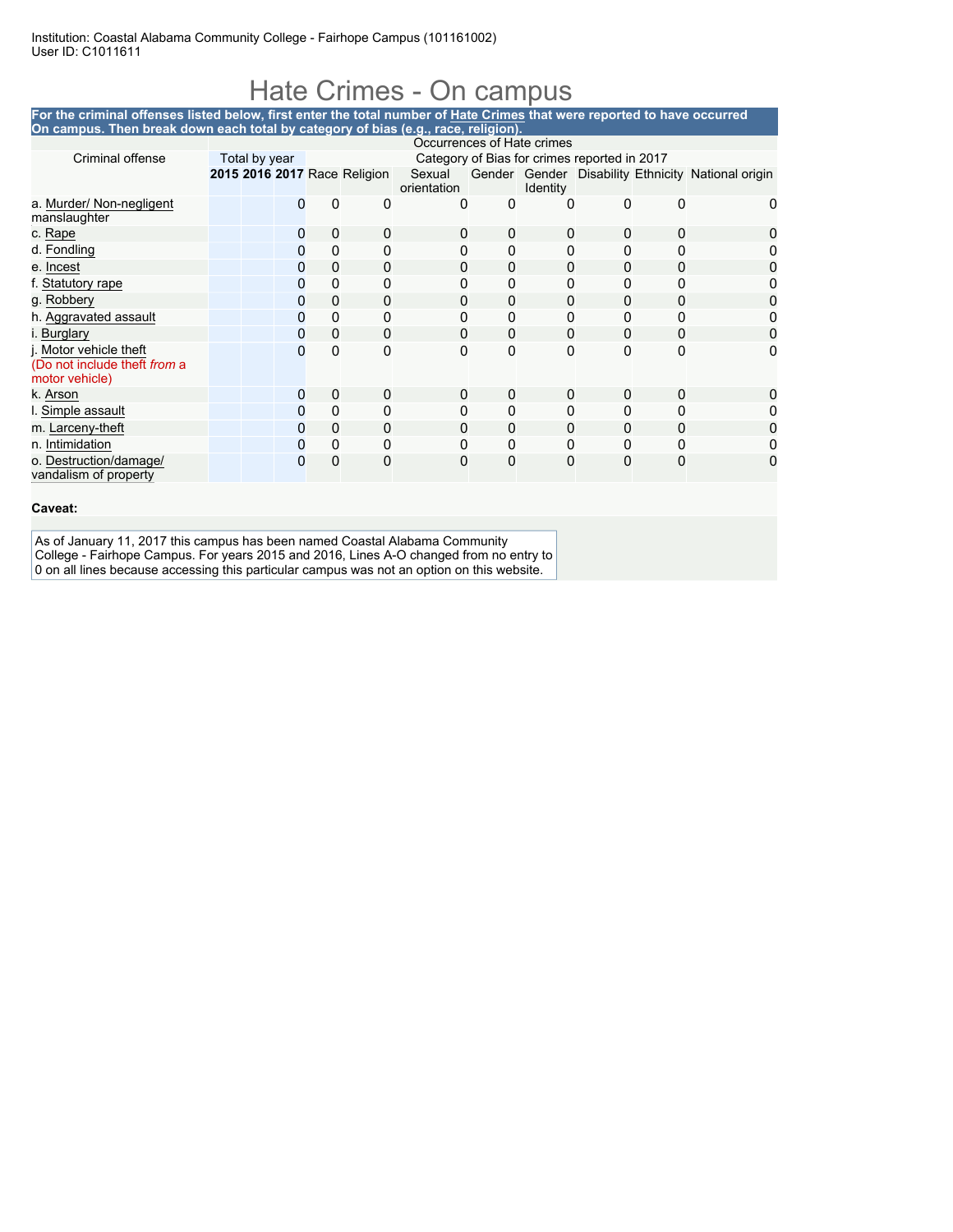Institution: Coastal Alabama Community College - Fairhope Campus (101161002)
User ID: C1011611

# Hate Crimes - On campus

**For the criminal offenses listed below, first enter the total number of Hate Crimes that were reported to have occurred On campus. Then break down each total by category of bias (e.g., race, religion).**

| Criminal offense | Total by year | | | Category of Bias for crimes reported in 2017 | | | | | | | |
|---|---|---|---|---|---|---|---|---|---|---|---|
| | 2015 | 2016 | 2017 | Race | Religion | Sexual orientation | Gender | Gender Identity | Disability | Ethnicity | National origin |
| a. Murder/ Non-negligent manslaughter | | | 0 | 0 | 0 | 0 | 0 | 0 | 0 | 0 | 0 |
| c. Rape | | | 0 | 0 | 0 | 0 | 0 | 0 | 0 | 0 | 0 |
| d. Fondling | | | 0 | 0 | 0 | 0 | 0 | 0 | 0 | 0 | 0 |
| e. Incest | | | 0 | 0 | 0 | 0 | 0 | 0 | 0 | 0 | 0 |
| f. Statutory rape | | | 0 | 0 | 0 | 0 | 0 | 0 | 0 | 0 | 0 |
| g. Robbery | | | 0 | 0 | 0 | 0 | 0 | 0 | 0 | 0 | 0 |
| h. Aggravated assault | | | 0 | 0 | 0 | 0 | 0 | 0 | 0 | 0 | 0 |
| i. Burglary | | | 0 | 0 | 0 | 0 | 0 | 0 | 0 | 0 | 0 |
| j. Motor vehicle theft (Do not include theft *from* a motor vehicle) | | | 0 | 0 | 0 | 0 | 0 | 0 | 0 | 0 | 0 |
| k. Arson | | | 0 | 0 | 0 | 0 | 0 | 0 | 0 | 0 | 0 |
| l. Simple assault | | | 0 | 0 | 0 | 0 | 0 | 0 | 0 | 0 | 0 |
| m. Larceny-theft | | | 0 | 0 | 0 | 0 | 0 | 0 | 0 | 0 | 0 |
| n. Intimidation | | | 0 | 0 | 0 | 0 | 0 | 0 | 0 | 0 | 0 |
| o. Destruction/damage/ vandalism of property | | | 0 | 0 | 0 | 0 | 0 | 0 | 0 | 0 | 0 |

**Caveat:**

As of January 11, 2017 this campus has been named Coastal Alabama Community College - Fairhope Campus. For years 2015 and 2016, Lines A-O changed from no entry to 0 on all lines because accessing this particular campus was not an option on this website.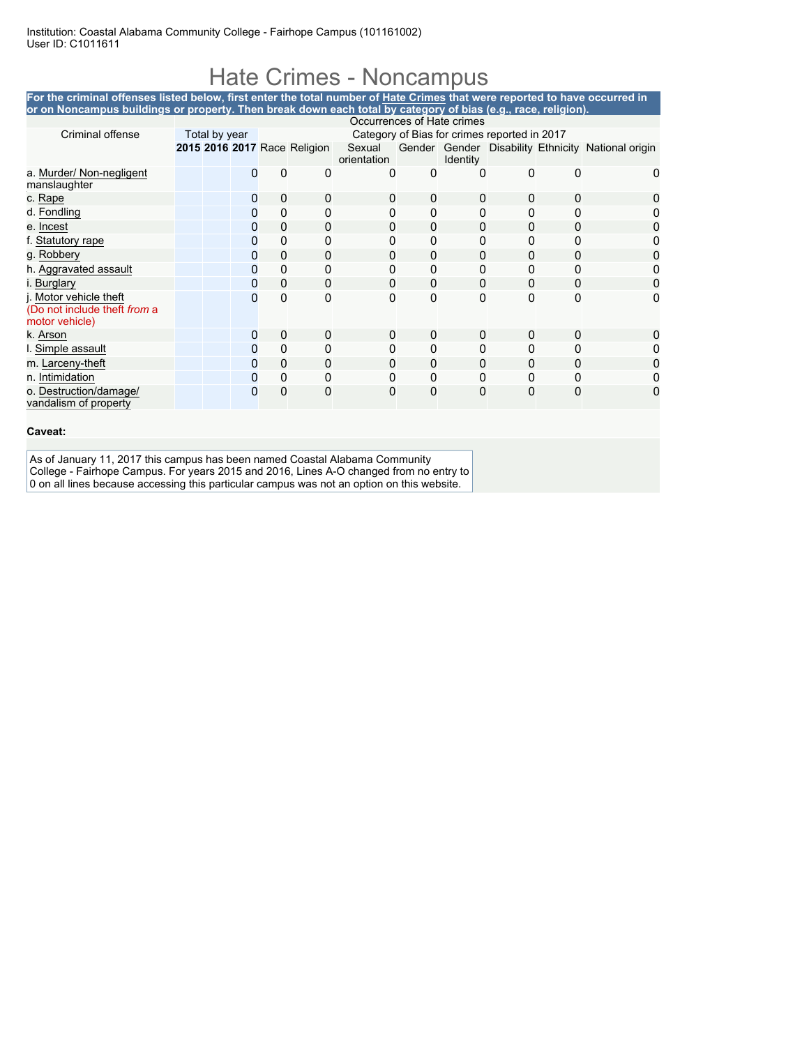Institution: Coastal Alabama Community College - Fairhope Campus (101161002)
User ID: C1011611

# Hate Crimes - Noncampus

**For the criminal offenses listed below, first enter the total number of Hate Crimes that were reported to have occurred in or on Noncampus buildings or property. Then break down each total by category of bias (e.g., race, religion).**

| Criminal offense | Occurrences of Hate crimes | | | | | | | | | | |
|---|---|---|---|---|---|---|---|---|---|---|---|
| | Total by year | | | Category of Bias for crimes reported in 2017 | | | | | | | |
| | 2015 | 2016 | 2017 | Race | Religion | Sexual orientation | Gender | Gender Identity | Disability | Ethnicity | National origin |
| a. Murder/ Non-negligent manslaughter | | | 0 | 0 | 0 | 0 | 0 | 0 | 0 | 0 | 0 |
| c. Rape | | | 0 | 0 | 0 | 0 | 0 | 0 | 0 | 0 | 0 |
| d. Fondling | | | 0 | 0 | 0 | 0 | 0 | 0 | 0 | 0 | 0 |
| e. Incest | | | 0 | 0 | 0 | 0 | 0 | 0 | 0 | 0 | 0 |
| f. Statutory rape | | | 0 | 0 | 0 | 0 | 0 | 0 | 0 | 0 | 0 |
| g. Robbery | | | 0 | 0 | 0 | 0 | 0 | 0 | 0 | 0 | 0 |
| h. Aggravated assault | | | 0 | 0 | 0 | 0 | 0 | 0 | 0 | 0 | 0 |
| i. Burglary | | | 0 | 0 | 0 | 0 | 0 | 0 | 0 | 0 | 0 |
| j. Motor vehicle theft (Do not include theft *from* a motor vehicle) | | | 0 | 0 | 0 | 0 | 0 | 0 | 0 | 0 | 0 |
| k. Arson | | | 0 | 0 | 0 | 0 | 0 | 0 | 0 | 0 | 0 |
| l. Simple assault | | | 0 | 0 | 0 | 0 | 0 | 0 | 0 | 0 | 0 |
| m. Larceny-theft | | | 0 | 0 | 0 | 0 | 0 | 0 | 0 | 0 | 0 |
| n. Intimidation | | | 0 | 0 | 0 | 0 | 0 | 0 | 0 | 0 | 0 |
| o. Destruction/damage/ vandalism of property | | | 0 | 0 | 0 | 0 | 0 | 0 | 0 | 0 | 0 |

**Caveat:**

As of January 11, 2017 this campus has been named Coastal Alabama Community College - Fairhope Campus. For years 2015 and 2016, Lines A-O changed from no entry to 0 on all lines because accessing this particular campus was not an option on this website.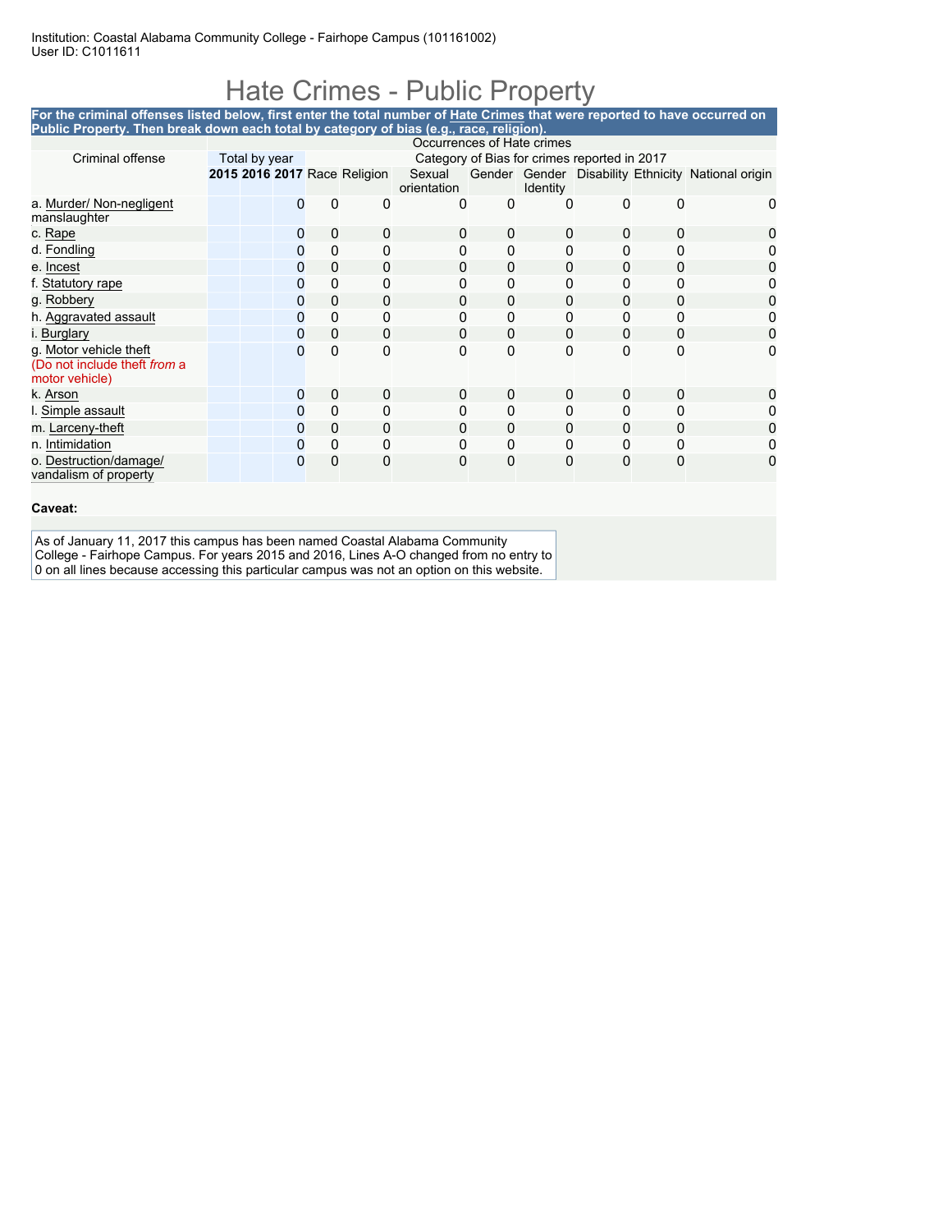Institution: Coastal Alabama Community College - Fairhope Campus (101161002)
User ID: C1011611

# Hate Crimes - Public Property

**For the criminal offenses listed below, first enter the total number of Hate Crimes that were reported to have occurred on Public Property. Then break down each total by category of bias (e.g., race, religion).**

| Criminal offense | Occurrences of Hate crimes | | | | | | | | | | | |
|---|---|---|---|---|---|---|---|---|---|---|---|---|
| | Total by year | | | Category of Bias for crimes reported in 2017 | | | | | | | | |
| | 2015 | 2016 | 2017 | Race | Religion | Sexual orientation | Gender | Gender Identity | Disability | Ethnicity | National origin |
| a. Murder/ Non-negligent manslaughter | | | 0 | 0 | 0 | 0 | 0 | 0 | 0 | 0 | 0 |
| c. Rape | | | 0 | 0 | 0 | 0 | 0 | 0 | 0 | 0 | 0 |
| d. Fondling | | | 0 | 0 | 0 | 0 | 0 | 0 | 0 | 0 | 0 |
| e. Incest | | | 0 | 0 | 0 | 0 | 0 | 0 | 0 | 0 | 0 |
| f. Statutory rape | | | 0 | 0 | 0 | 0 | 0 | 0 | 0 | 0 | 0 |
| g. Robbery | | | 0 | 0 | 0 | 0 | 0 | 0 | 0 | 0 | 0 |
| h. Aggravated assault | | | 0 | 0 | 0 | 0 | 0 | 0 | 0 | 0 | 0 |
| i. Burglary | | | 0 | 0 | 0 | 0 | 0 | 0 | 0 | 0 | 0 |
| g. Motor vehicle theft (Do not include theft *from* a motor vehicle) | | | 0 | 0 | 0 | 0 | 0 | 0 | 0 | 0 | 0 |
| k. Arson | | | 0 | 0 | 0 | 0 | 0 | 0 | 0 | 0 | 0 |
| l. Simple assault | | | 0 | 0 | 0 | 0 | 0 | 0 | 0 | 0 | 0 |
| m. Larceny-theft | | | 0 | 0 | 0 | 0 | 0 | 0 | 0 | 0 | 0 |
| n. Intimidation | | | 0 | 0 | 0 | 0 | 0 | 0 | 0 | 0 | 0 |
| o. Destruction/damage/ vandalism of property | | | 0 | 0 | 0 | 0 | 0 | 0 | 0 | 0 | 0 |

**Caveat:**

As of January 11, 2017 this campus has been named Coastal Alabama Community College - Fairhope Campus. For years 2015 and 2016, Lines A-O changed from no entry to 0 on all lines because accessing this particular campus was not an option on this website.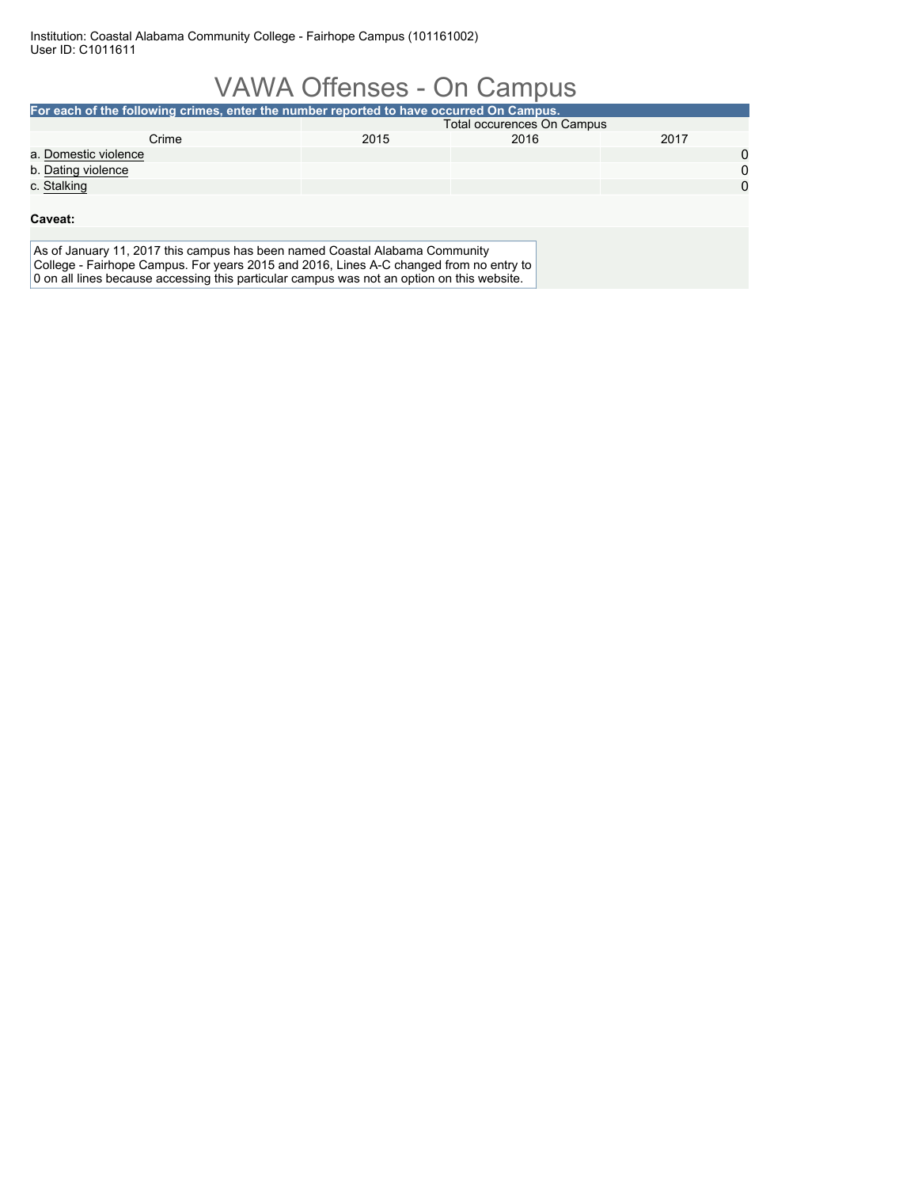Institution: Coastal Alabama Community College - Fairhope Campus (101161002)
User ID: C1011611

# VAWA Offenses - On Campus

**For each of the following crimes, enter the number reported to have occurred On Campus.**

| Crime | Total occurences On Campus | | |
|---|---|---|---|
| | 2015 | 2016 | 2017 |
| a. Domestic violence | | | 0 |
| b. Dating violence | | | 0 |
| c. Stalking | | | 0 |

**Caveat:**

As of January 11, 2017 this campus has been named Coastal Alabama Community College - Fairhope Campus. For years 2015 and 2016, Lines A-C changed from no entry to 0 on all lines because accessing this particular campus was not an option on this website.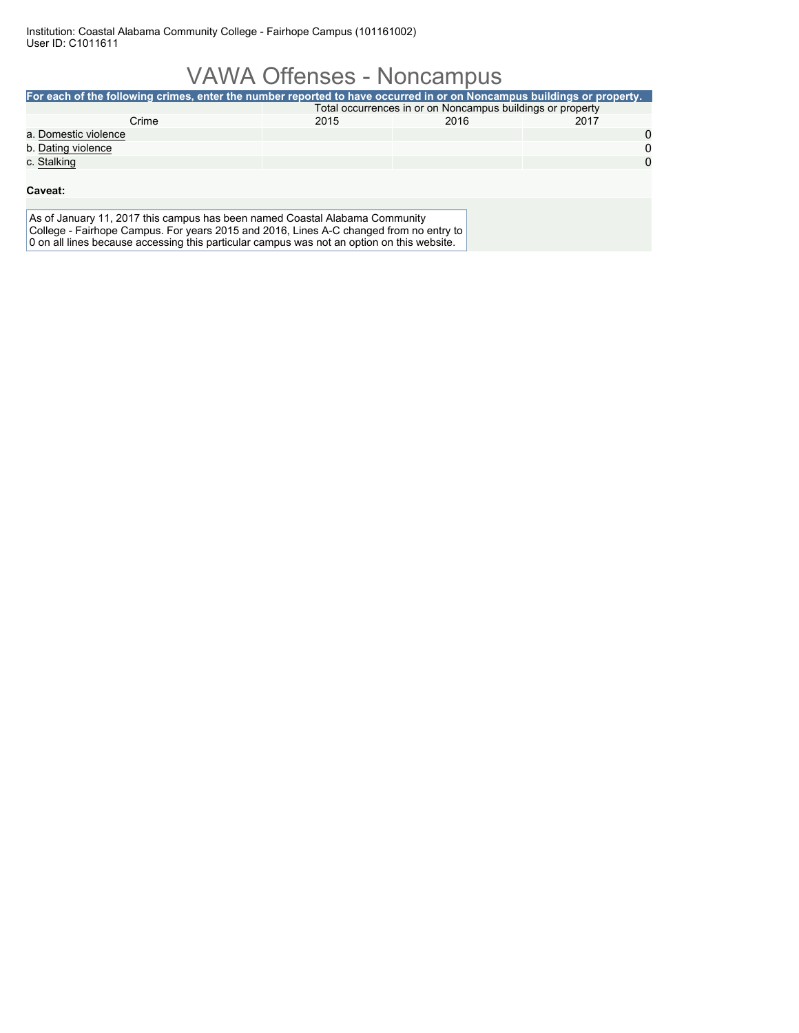Institution: Coastal Alabama Community College - Fairhope Campus (101161002)
User ID: C1011611

# VAWA Offenses - Noncampus

**For each of the following crimes, enter the number reported to have occurred in or on Noncampus buildings or property.**

| Crime | Total occurrences in or on Noncampus buildings or property | | |
|---|---|---|---|
| | 2015 | 2016 | 2017 |
| a. Domestic violence | | | 0 |
| b. Dating violence | | | 0 |
| c. Stalking | | | 0 |

**Caveat:**

As of January 11, 2017 this campus has been named Coastal Alabama Community College - Fairhope Campus. For years 2015 and 2016, Lines A-C changed from no entry to 0 on all lines because accessing this particular campus was not an option on this website.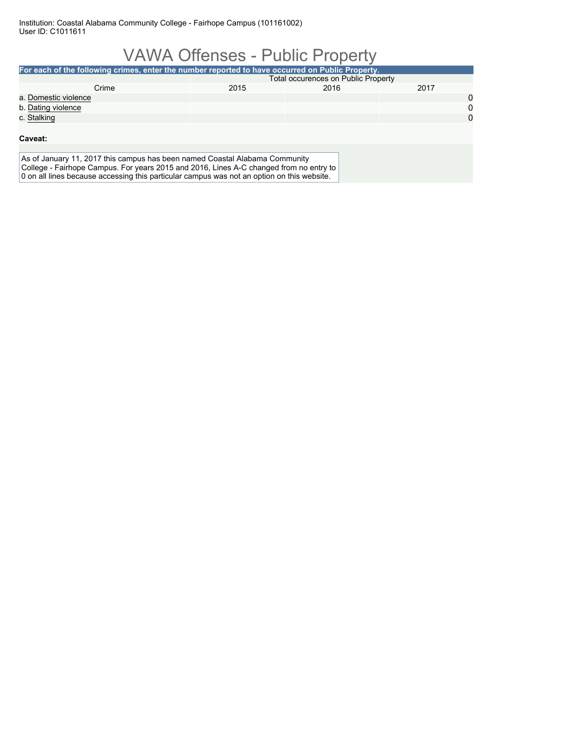Institution: Coastal Alabama Community College - Fairhope Campus (101161002)
User ID: C1011611

# VAWA Offenses - Public Property

**For each of the following crimes, enter the number reported to have occurred on Public Property.**

| | Total occurences on Public Property | | |
|---|---|---|---|
| Crime | 2015 | 2016 | 2017 |
| a. Domestic violence | | | 0 |
| b. Dating violence | | | 0 |
| c. Stalking | | | 0 |

**Caveat:**

As of January 11, 2017 this campus has been named Coastal Alabama Community College - Fairhope Campus. For years 2015 and 2016, Lines A-C changed from no entry to 0 on all lines because accessing this particular campus was not an option on this website.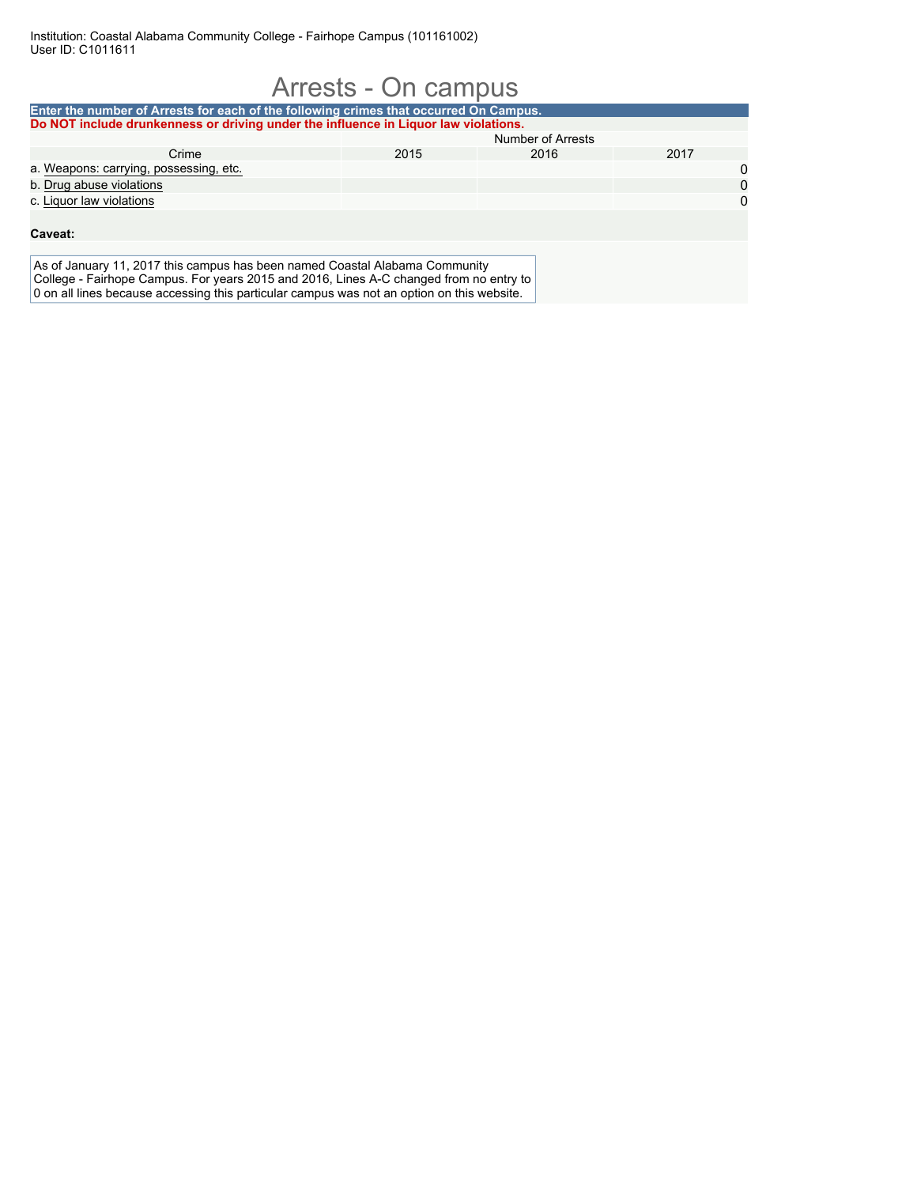Institution: Coastal Alabama Community College - Fairhope Campus (101161002)
User ID: C1011611

# Arrests - On campus

**Enter the number of Arrests for each of the following crimes that occurred On Campus.**

**Do NOT include drunkenness or driving under the influence in Liquor law violations.**

| Crime | Number of Arrests | | |
|---|---|---|---|
| | 2015 | 2016 | 2017 |
| a. Weapons: carrying, possessing, etc. | | | 0 |
| b. Drug abuse violations | | | 0 |
| c. Liquor law violations | | | 0 |

**Caveat:**

As of January 11, 2017 this campus has been named Coastal Alabama Community College - Fairhope Campus. For years 2015 and 2016, Lines A-C changed from no entry to 0 on all lines because accessing this particular campus was not an option on this website.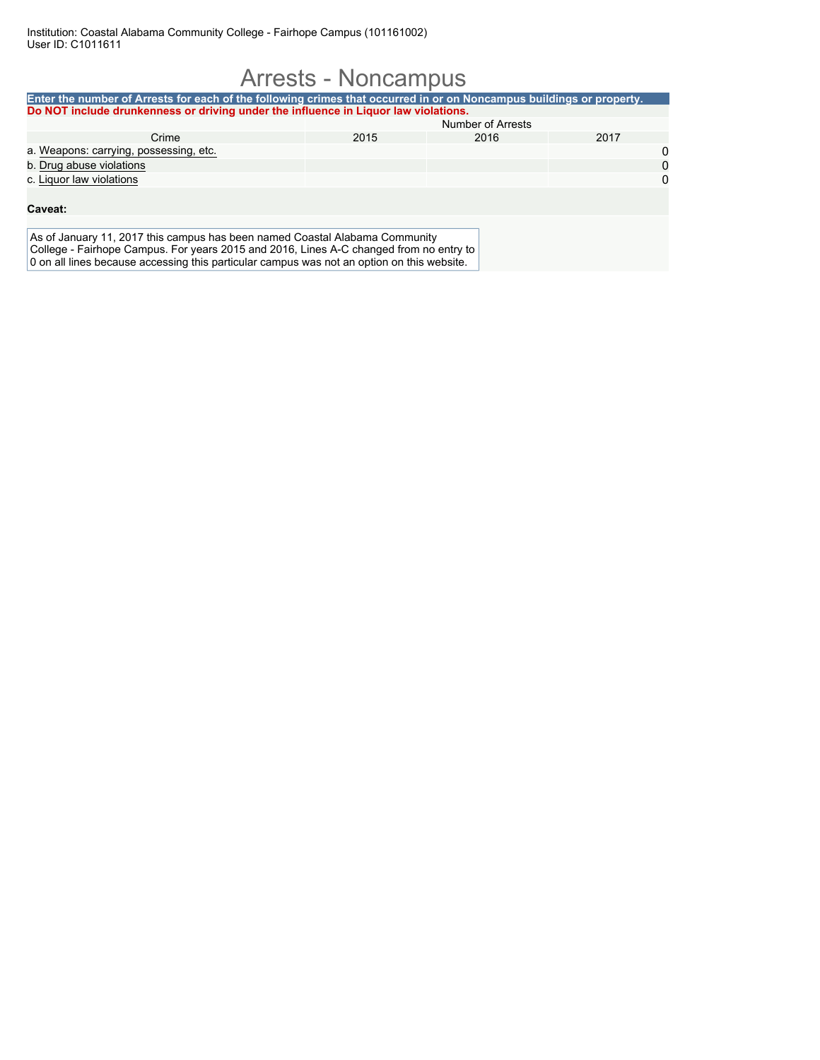Institution: Coastal Alabama Community College - Fairhope Campus (101161002)
User ID: C1011611

# Arrests - Noncampus

**Enter the number of Arrests for each of the following crimes that occurred in or on Noncampus buildings or property.**

**Do NOT include drunkenness or driving under the influence in Liquor law violations.**

| Crime | Number of Arrests | | |
|---|---|---|---|
| | 2015 | 2016 | 2017 |
| a. Weapons: carrying, possessing, etc. | | | 0 |
| b. Drug abuse violations | | | 0 |
| c. Liquor law violations | | | 0 |

**Caveat:**

As of January 11, 2017 this campus has been named Coastal Alabama Community College - Fairhope Campus. For years 2015 and 2016, Lines A-C changed from no entry to 0 on all lines because accessing this particular campus was not an option on this website.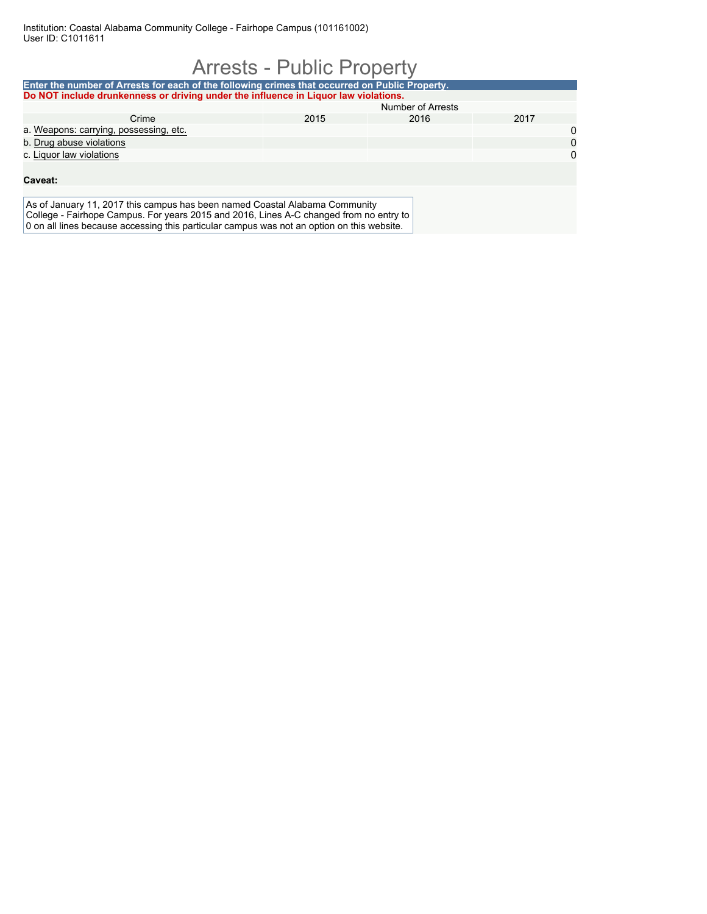Institution: Coastal Alabama Community College - Fairhope Campus (101161002)
User ID: C1011611

# Arrests - Public Property

**Enter the number of Arrests for each of the following crimes that occurred on Public Property.**

**Do NOT include drunkenness or driving under the influence in Liquor law violations.**

| Crime | Number of Arrests | | |
|---|---|---|---|
| | 2015 | 2016 | 2017 |
| a. Weapons: carrying, possessing, etc. | | | 0 |
| b. Drug abuse violations | | | 0 |
| c. Liquor law violations | | | 0 |

**Caveat:**

As of January 11, 2017 this campus has been named Coastal Alabama Community College - Fairhope Campus. For years 2015 and 2016, Lines A-C changed from no entry to 0 on all lines because accessing this particular campus was not an option on this website.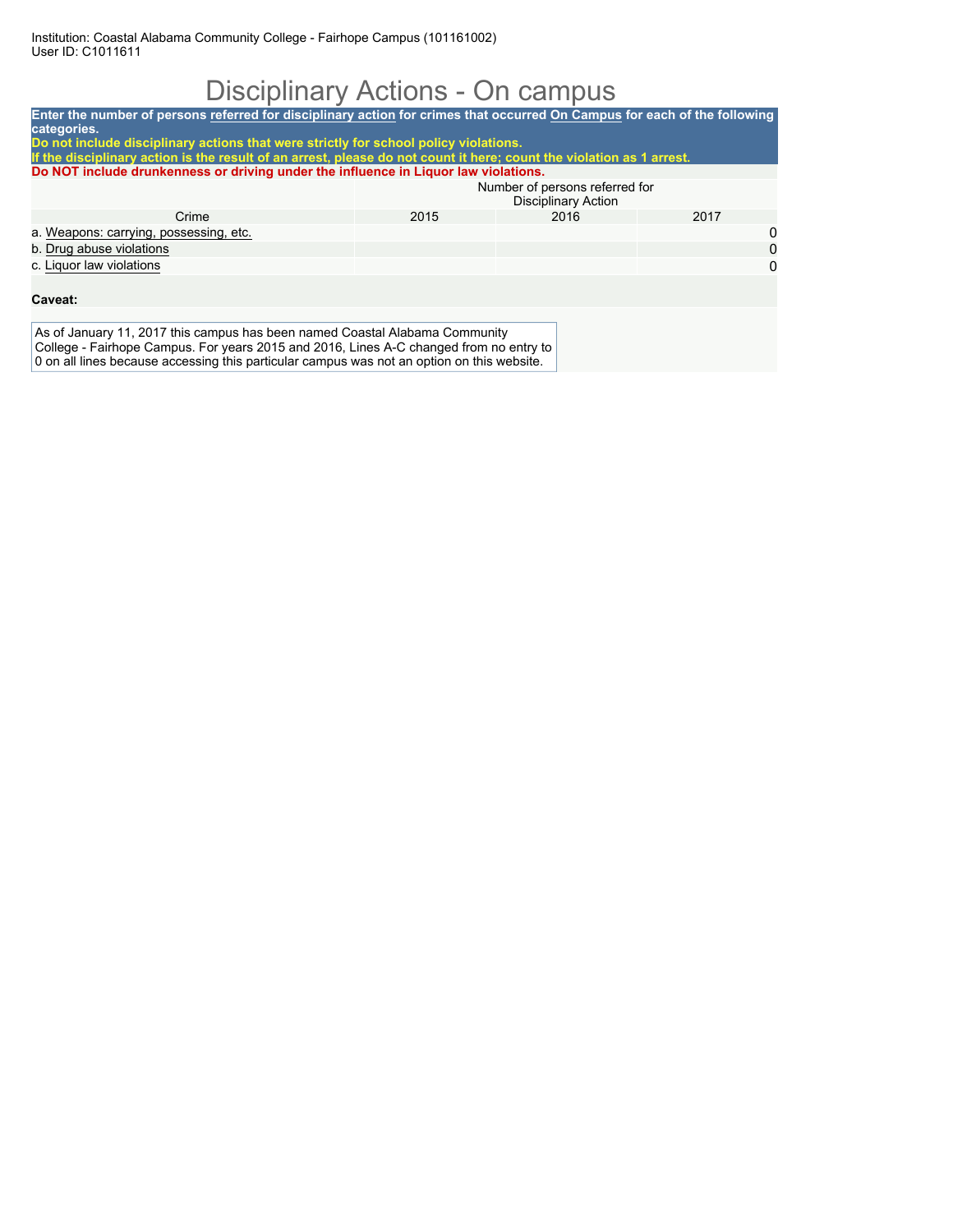Institution: Coastal Alabama Community College - Fairhope Campus (101161002)
User ID: C1011611

# Disciplinary Actions - On campus

**Enter the number of persons referred for disciplinary action for crimes that occurred On Campus for each of the following categories.**

**Do not include disciplinary actions that were strictly for school policy violations.**

**If the disciplinary action is the result of an arrest, please do not count it here; count the violation as 1 arrest.**

**Do NOT include drunkenness or driving under the influence in Liquor law violations.**

| Crime | Number of persons referred for Disciplinary Action | | |
|---|---|---|---|
| | 2015 | 2016 | 2017 |
| a. Weapons: carrying, possessing, etc. | | | 0 |
| b. Drug abuse violations | | | 0 |
| c. Liquor law violations | | | 0 |

**Caveat:**

As of January 11, 2017 this campus has been named Coastal Alabama Community College - Fairhope Campus. For years 2015 and 2016, Lines A-C changed from no entry to 0 on all lines because accessing this particular campus was not an option on this website.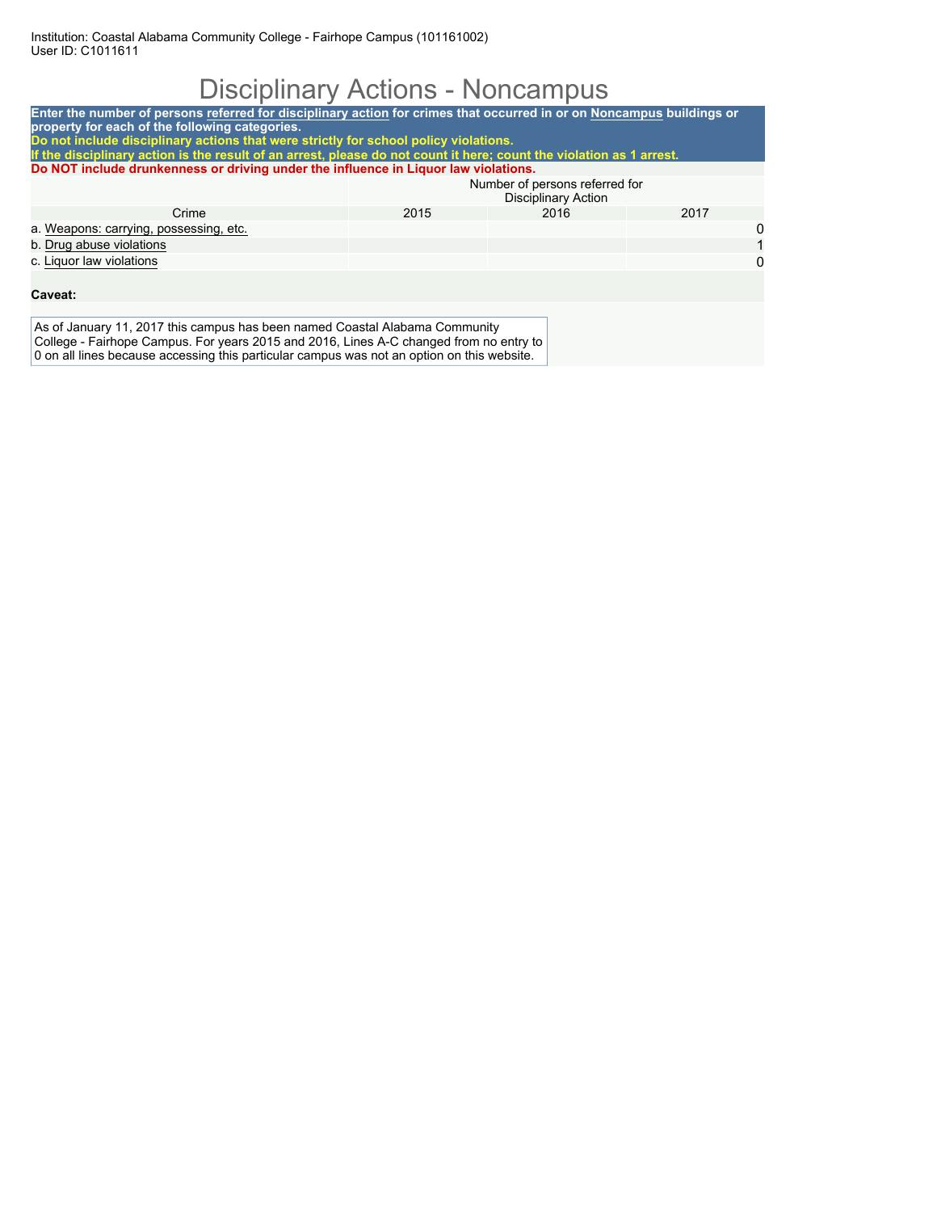Institution: Coastal Alabama Community College - Fairhope Campus (101161002)
User ID: C1011611

# Disciplinary Actions - Noncampus

**Enter the number of persons referred for disciplinary action for crimes that occurred in or on Noncampus buildings or property for each of the following categories.**
**Do not include disciplinary actions that were strictly for school policy violations.**
**If the disciplinary action is the result of an arrest, please do not count it here; count the violation as 1 arrest.**
**Do NOT include drunkenness or driving under the influence in Liquor law violations.**

| Crime | Number of persons referred for Disciplinary Action | | |
|---|---|---|---|
| | 2015 | 2016 | 2017 |
| a. Weapons: carrying, possessing, etc. | | | 0 |
| b. Drug abuse violations | | | 1 |
| c. Liquor law violations | | | 0 |

**Caveat:**

As of January 11, 2017 this campus has been named Coastal Alabama Community College - Fairhope Campus. For years 2015 and 2016, Lines A-C changed from no entry to 0 on all lines because accessing this particular campus was not an option on this website.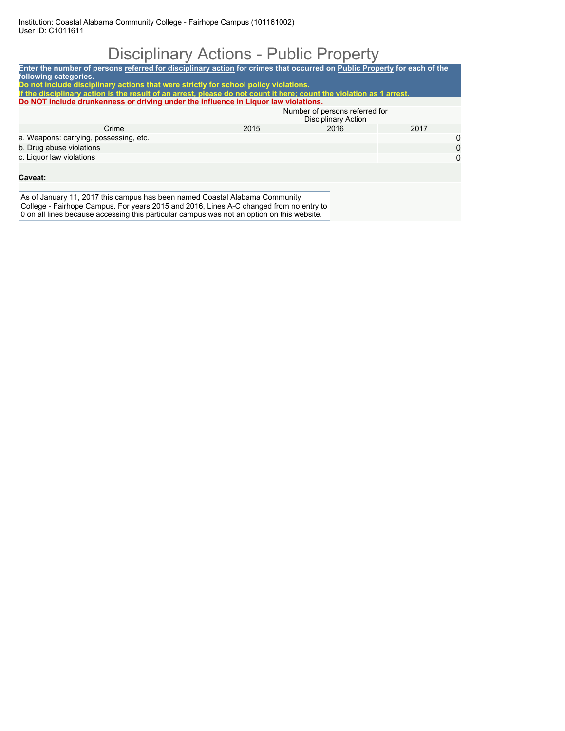Institution: Coastal Alabama Community College - Fairhope Campus (101161002)
User ID: C1011611

# Disciplinary Actions - Public Property

**Enter the number of persons referred for disciplinary action for crimes that occurred on Public Property for each of the following categories.**
**Do not include disciplinary actions that were strictly for school policy violations.**
**If the disciplinary action is the result of an arrest, please do not count it here; count the violation as 1 arrest.**
**Do NOT include drunkenness or driving under the influence in Liquor law violations.**

| Crime | Number of persons referred for Disciplinary Action | | |
|---|---|---|---|
| | 2015 | 2016 | 2017 |
| a. Weapons: carrying, possessing, etc. | | | 0 |
| b. Drug abuse violations | | | 0 |
| c. Liquor law violations | | | 0 |

**Caveat:**

As of January 11, 2017 this campus has been named Coastal Alabama Community College - Fairhope Campus. For years 2015 and 2016, Lines A-C changed from no entry to 0 on all lines because accessing this particular campus was not an option on this website.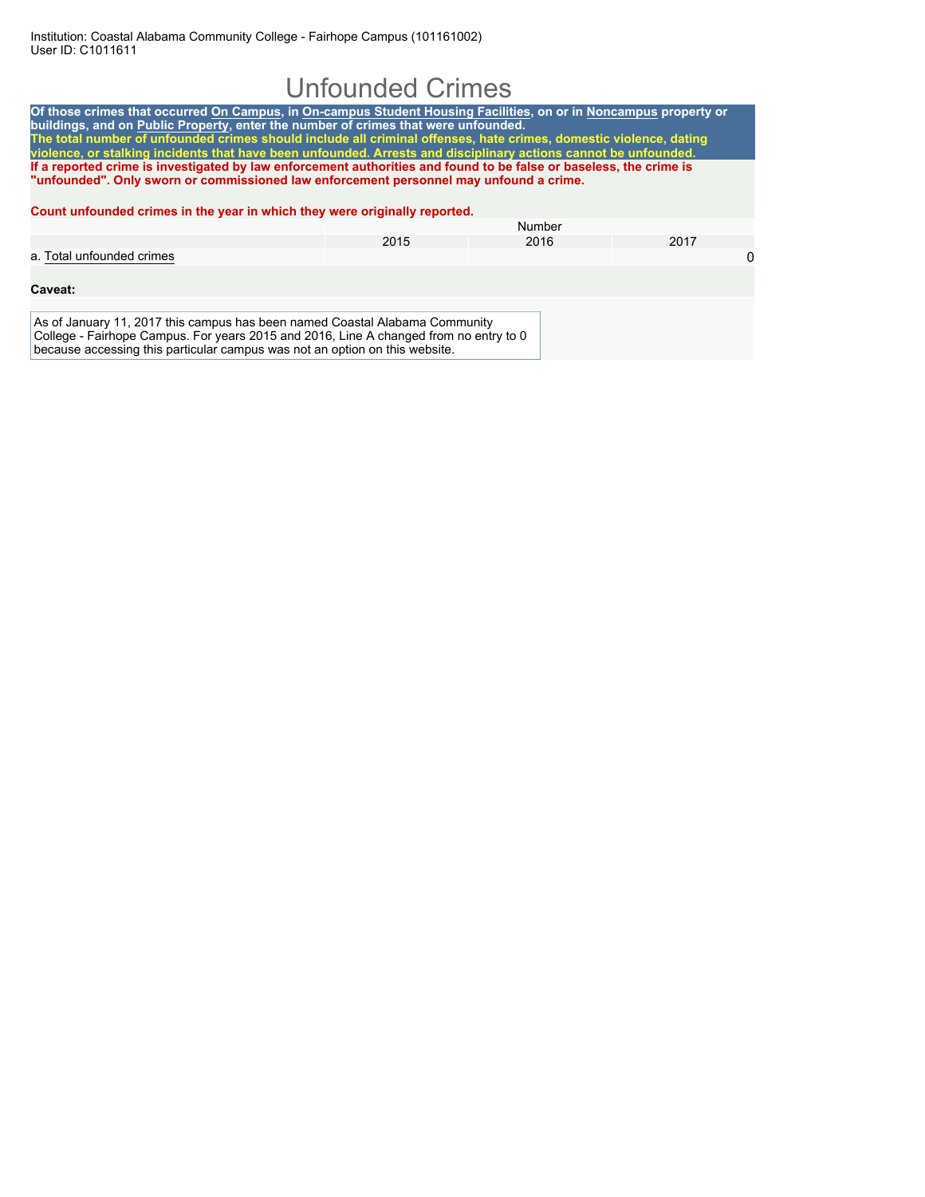Institution: Coastal Alabama Community College - Fairhope Campus (101161002)
User ID: C1011611

# Unfounded Crimes

**Of those crimes that occurred On Campus, in On-campus Student Housing Facilities, on or in Noncampus property or buildings, and on Public Property, enter the number of crimes that were unfounded.**
**The total number of unfounded crimes should include all criminal offenses, hate crimes, domestic violence, dating violence, or stalking incidents that have been unfounded. Arrests and disciplinary actions cannot be unfounded.**
**If a reported crime is investigated by law enforcement authorities and found to be false or baseless, the crime is "unfounded". Only sworn or commissioned law enforcement personnel may unfound a crime.**

**Count unfounded crimes in the year in which they were originally reported.**

| | Number | | |
|---|---|---|---|
| | 2015 | 2016 | 2017 |
| a. Total unfounded crimes | | | 0 |

**Caveat:**

As of January 11, 2017 this campus has been named Coastal Alabama Community College - Fairhope Campus. For years 2015 and 2016, Line A changed from no entry to 0 because accessing this particular campus was not an option on this website.